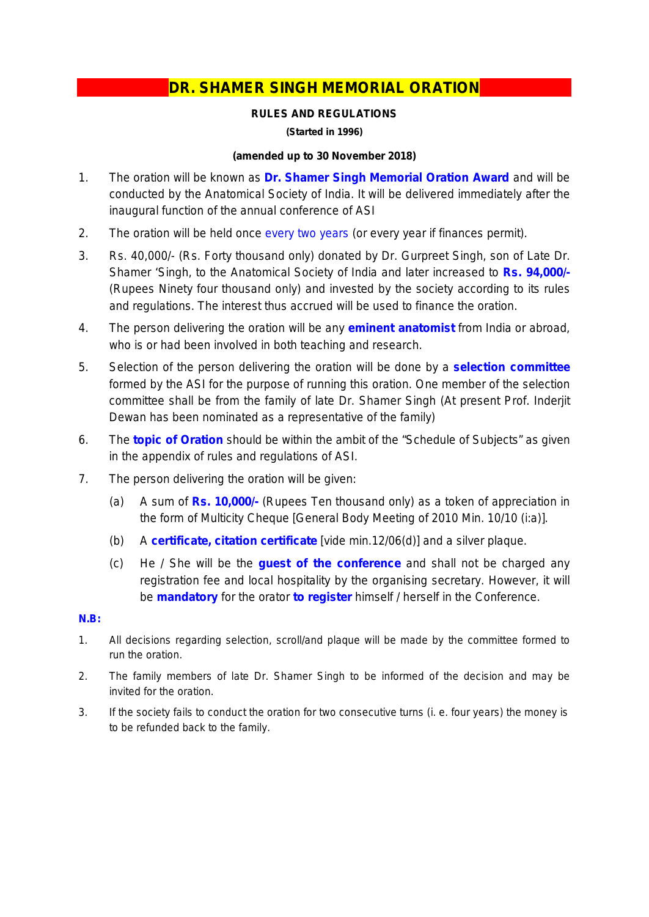# DR. SHAMER SINGH MEMORIAL ORATION

**RULES AND REGULATIONS**

**(Started in 1996)**

**(amended up to 30 November 2018)**

1. The oration will be known as **Dr. Shamer Singh Memorial Oration Award** and will be conducted by the Anatomical Society of India. It will be delivered immediately after the inaugural function of the annual conference of ASI
2. The oration will be held once every two years (or every year if finances permit).
3. Rs. 40,000/- (Rs. Forty thousand only) donated by Dr. Gurpreet Singh, son of Late Dr. Shamer 'Singh, to the Anatomical Society of India and later increased to **Rs. 94,000/-** (Rupees Ninety four thousand only) and invested by the society according to its rules and regulations. The interest thus accrued will be used to finance the oration.
4. The person delivering the oration will be any **eminent anatomist** from India or abroad, who is or had been involved in both teaching and research.
5. Selection of the person delivering the oration will be done by a **selection committee** formed by the ASI for the purpose of running this oration. One member of the selection committee shall be from the family of late Dr. Shamer Singh (At present Prof. Inderjit Dewan has been nominated as a representative of the family)
6. The **topic of Oration** should be within the ambit of the "Schedule of Subjects" as given in the appendix of rules and regulations of ASI.
7. The person delivering the oration will be given:
   - (a) A sum of **Rs. 10,000/-** (Rupees Ten thousand only) as a token of appreciation in the form of Multicity Cheque [General Body Meeting of 2010 Min. 10/10 (i:a)].
   - (b) A **certificate, citation certificate** [vide min.12/06(d)] and a silver plaque.
   - (c) He / She will be the **guest of the conference** and shall not be charged any registration fee and local hospitality by the organising secretary. However, it will be **mandatory** for the orator **to register** himself / herself in the Conference.

**N.B:**

1. All decisions regarding selection, scroll/and plaque will be made by the committee formed to run the oration.
2. The family members of late Dr. Shamer Singh to be informed of the decision and may be invited for the oration.
3. If the society fails to conduct the oration for two consecutive turns (i. e. four years) the money is to be refunded back to the family.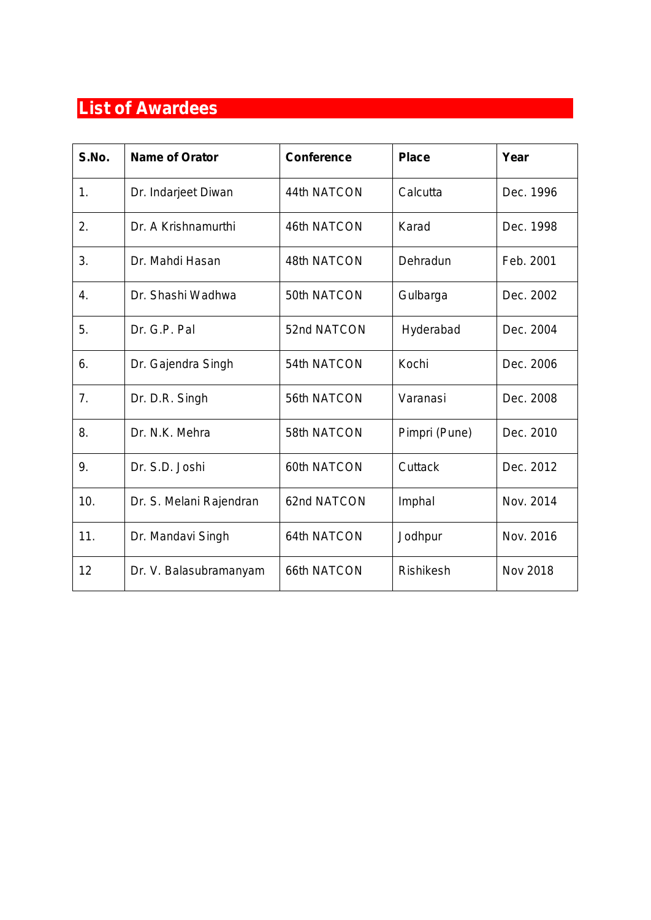## List of Awardees

| S.No. | Name of Orator | Conference | Place | Year |
|---|---|---|---|---|
| 1. | Dr. Indarjeet Diwan | 44th NATCON | Calcutta | Dec. 1996 |
| 2. | Dr. A Krishnamurthi | 46th NATCON | Karad | Dec. 1998 |
| 3. | Dr. Mahdi Hasan | 48th NATCON | Dehradun | Feb. 2001 |
| 4. | Dr. Shashi Wadhwa | 50th NATCON | Gulbarga | Dec. 2002 |
| 5. | Dr. G.P. Pal | 52nd NATCON | Hyderabad | Dec. 2004 |
| 6. | Dr. Gajendra Singh | 54th NATCON | Kochi | Dec. 2006 |
| 7. | Dr. D.R. Singh | 56th NATCON | Varanasi | Dec. 2008 |
| 8. | Dr. N.K. Mehra | 58th NATCON | Pimpri (Pune) | Dec. 2010 |
| 9. | Dr. S.D. Joshi | 60th NATCON | Cuttack | Dec. 2012 |
| 10. | Dr. S. Melani Rajendran | 62nd NATCON | Imphal | Nov. 2014 |
| 11. | Dr. Mandavi Singh | 64th NATCON | Jodhpur | Nov. 2016 |
| 12 | Dr. V. Balasubramanyam | 66th NATCON | Rishikesh | Nov 2018 |